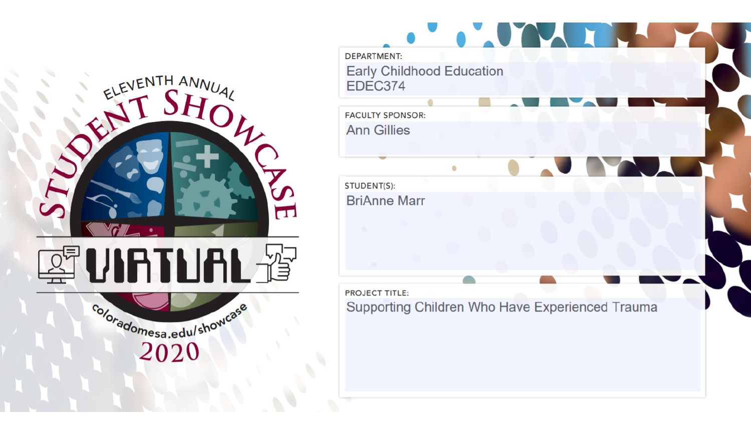ELEVENTH ANNUAL

# STUDENT SHOWCASE

VIRTUAL

coloradomesa.edu/showcase

2020

**DEPARTMENT:**
Early Childhood Education
EDEC374

**FACULTY SPONSOR:**
Ann Gillies

**STUDENT(S):**
BriAnne Marr

**PROJECT TITLE:**
Supporting Children Who Have Experienced Trauma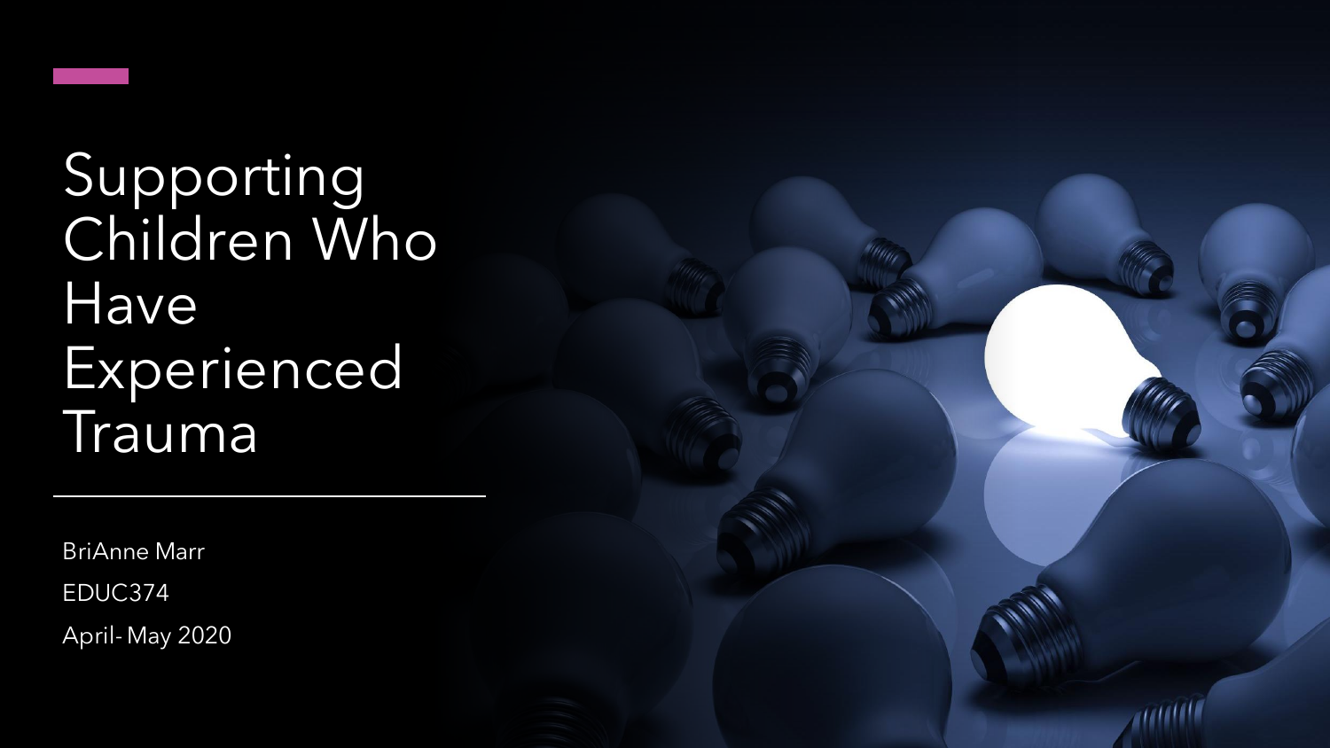# Supporting Children Who Have Experienced Trauma

BriAnne Marr

EDUC374

April- May 2020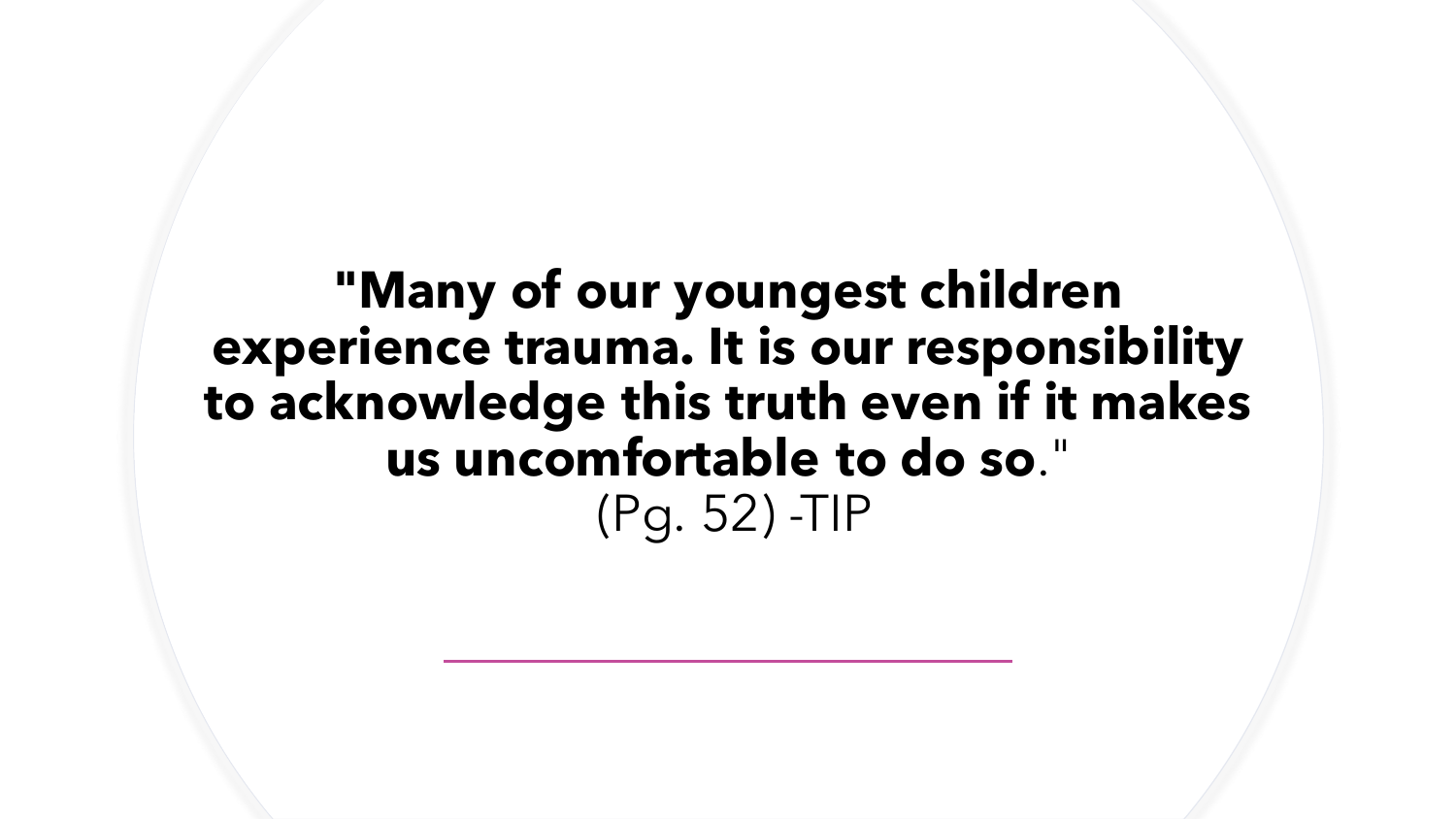**"Many of our youngest children experience trauma. It is our responsibility to acknowledge this truth even if it makes us uncomfortable to do so**."

(Pg. 52) -TIP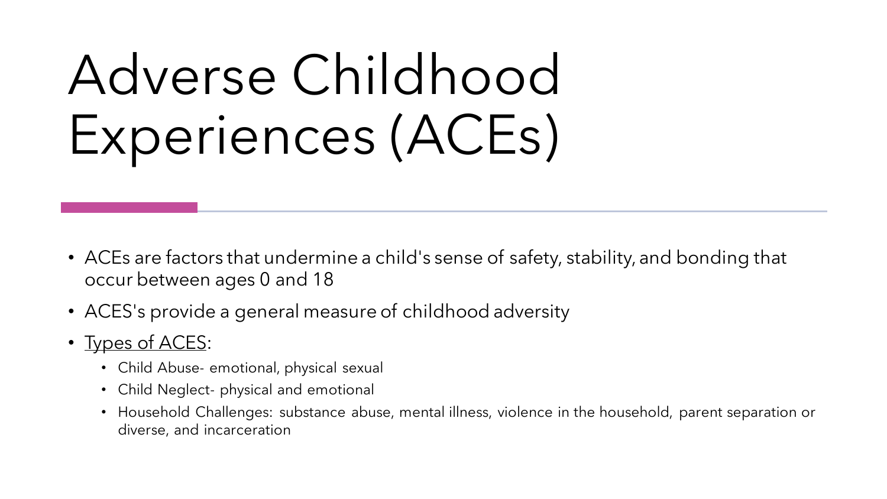# Adverse Childhood Experiences (ACEs)

- ACEs are factors that undermine a child's sense of safety, stability, and bonding that occur between ages 0 and 18
- ACES's provide a general measure of childhood adversity
- <u>Types of ACES</u>:
  - Child Abuse- emotional, physical sexual
  - Child Neglect- physical and emotional
  - Household Challenges: substance abuse, mental illness, violence in the household, parent separation or diverse, and incarceration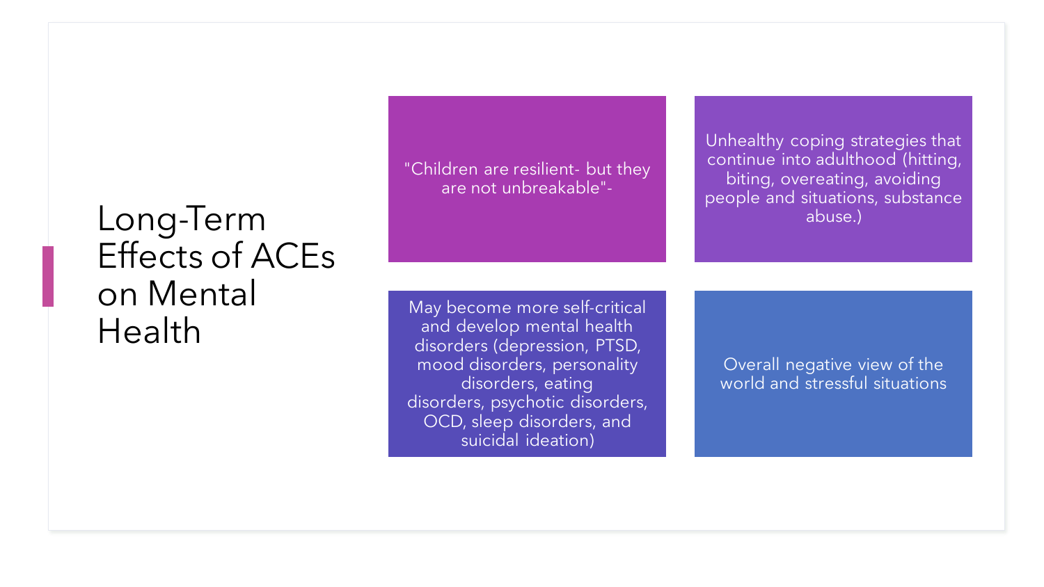# Long-Term Effects of ACEs on Mental Health

"Children are resilient- but they are not unbreakable"-

Unhealthy coping strategies that continue into adulthood (hitting, biting, overeating, avoiding people and situations, substance abuse.)

May become more self-critical and develop mental health disorders (depression, PTSD, mood disorders, personality disorders, eating disorders, psychotic disorders, OCD, sleep disorders, and suicidal ideation)

Overall negative view of the world and stressful situations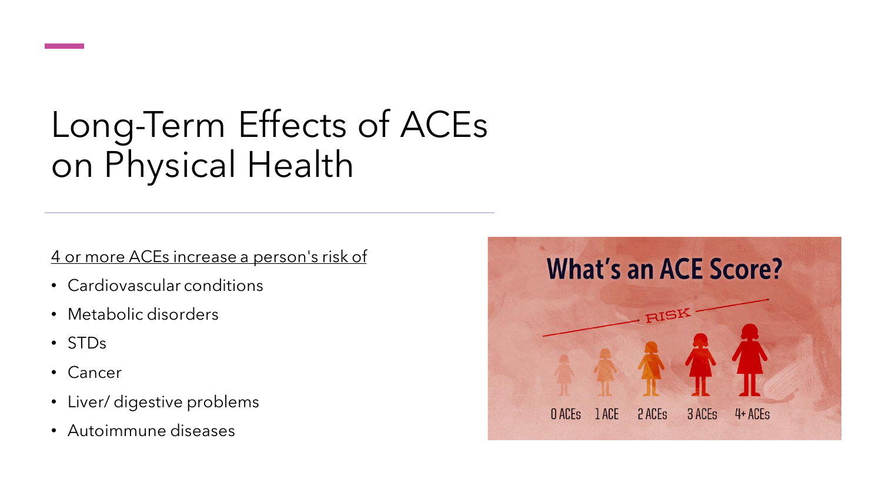# Long-Term Effects of ACEs on Physical Health

<u>4 or more ACEs increase a person's risk of</u>

- Cardiovascular conditions
- Metabolic disorders
- STDs
- Cancer
- Liver/ digestive problems
- Autoimmune diseases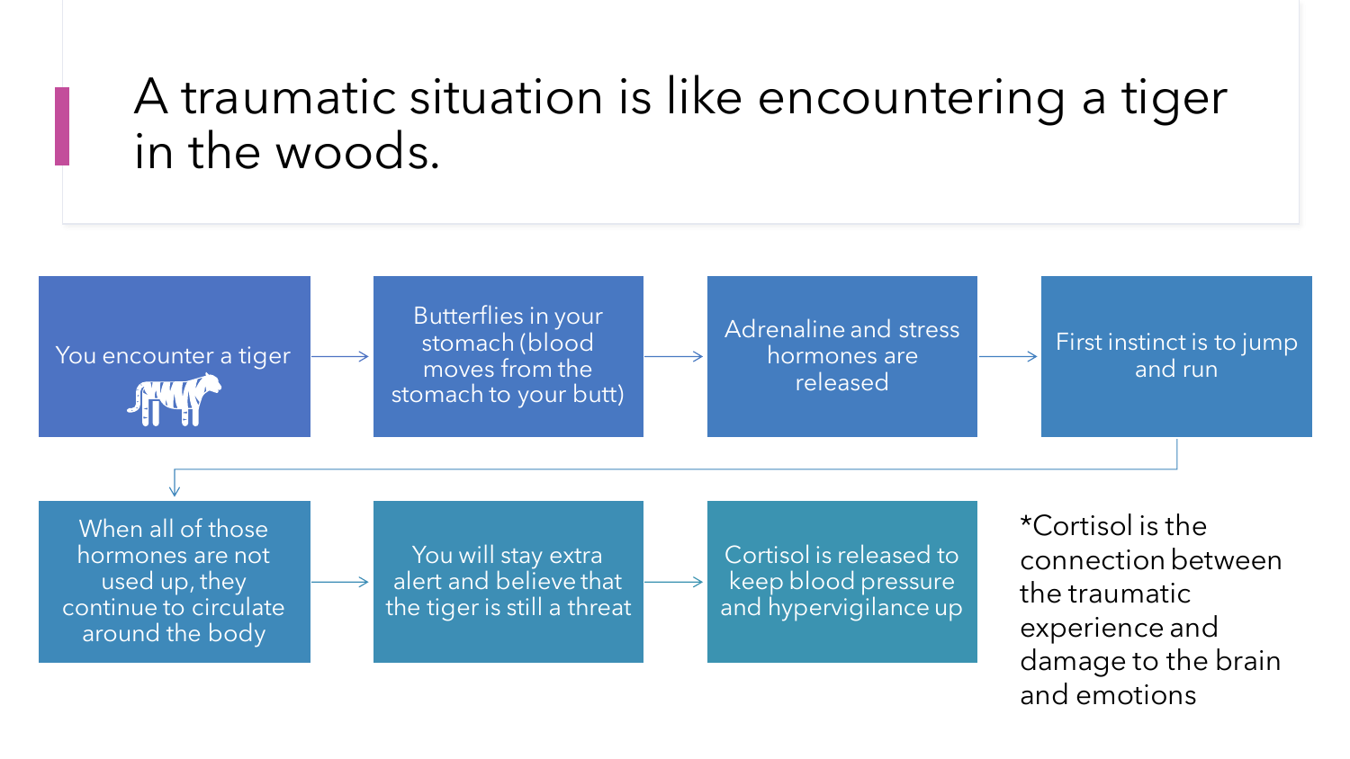# A traumatic situation is like encountering a tiger in the woods.

1. You encounter a tiger
2. Butterflies in your stomach (blood moves from the stomach to your butt)
3. Adrenaline and stress hormones are released
4. First instinct is to jump and run
5. When all of those hormones are not used up, they continue to circulate around the body
6. You will stay extra alert and believe that the tiger is still a threat
7. Cortisol is released to keep blood pressure and hypervigilance up

*Cortisol is the connection between the traumatic experience and damage to the brain and emotions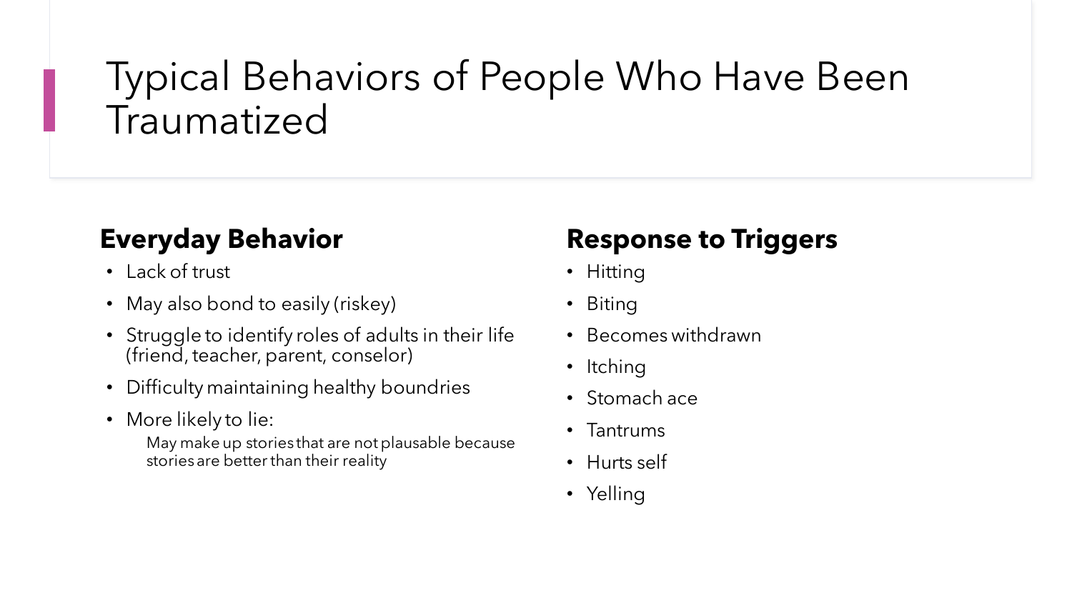# Typical Behaviors of People Who Have Been Traumatized

## Everyday Behavior

- Lack of trust
- May also bond to easily (riskey)
- Struggle to identify roles of adults in their life (friend, teacher, parent, conselor)
- Difficulty maintaining healthy boundries
- More likely to lie:
  May make up stories that are not plausable because stories are better than their reality

## Response to Triggers

- Hitting
- Biting
- Becomes withdrawn
- Itching
- Stomach ace
- Tantrums
- Hurts self
- Yelling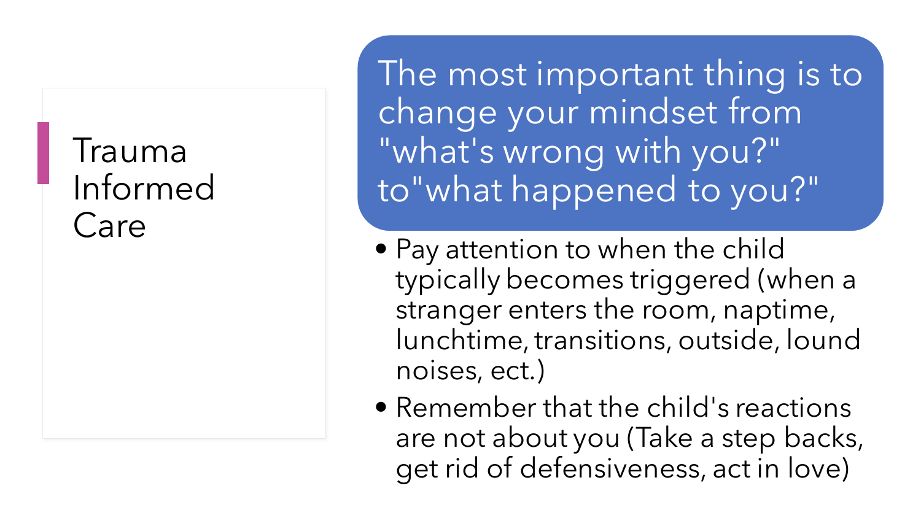# Trauma Informed Care

The most important thing is to change your mindset from "what's wrong with you?" to"what happened to you?"

- Pay attention to when the child typically becomes triggered (when a stranger enters the room, naptime, lunchtime, transitions, outside, loud noises, ect.)
- Remember that the child's reactions are not about you (Take a step backs, get rid of defensiveness, act in love)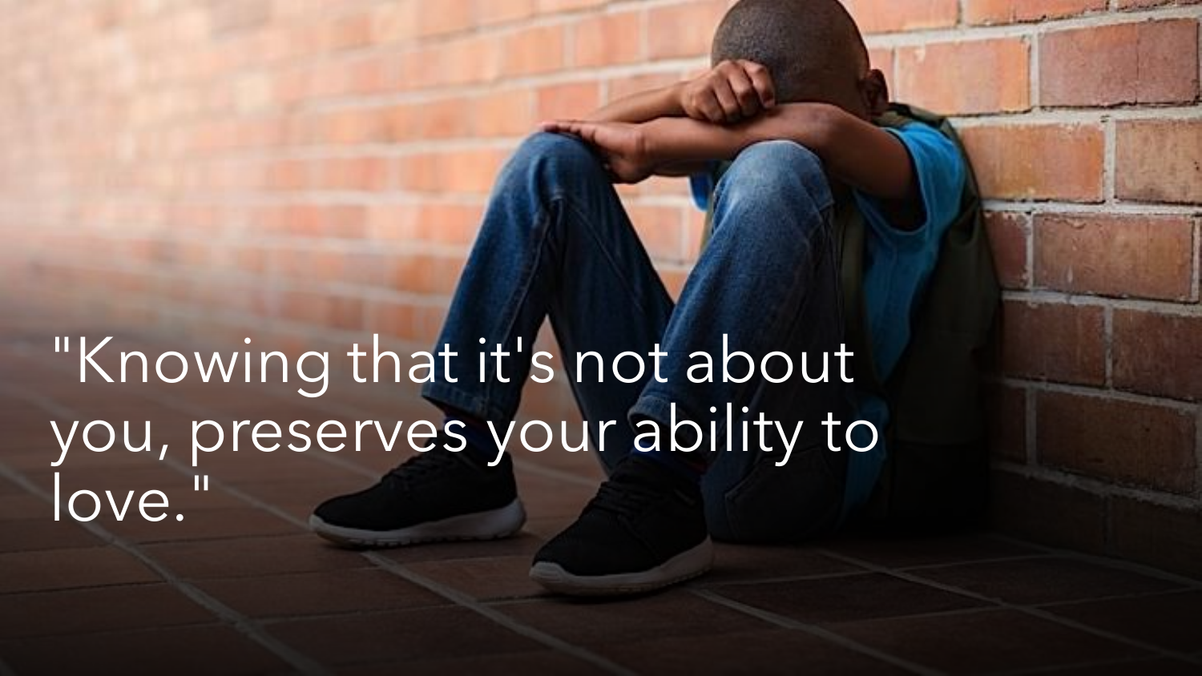"Knowing that it's not about you, preserves your ability to love."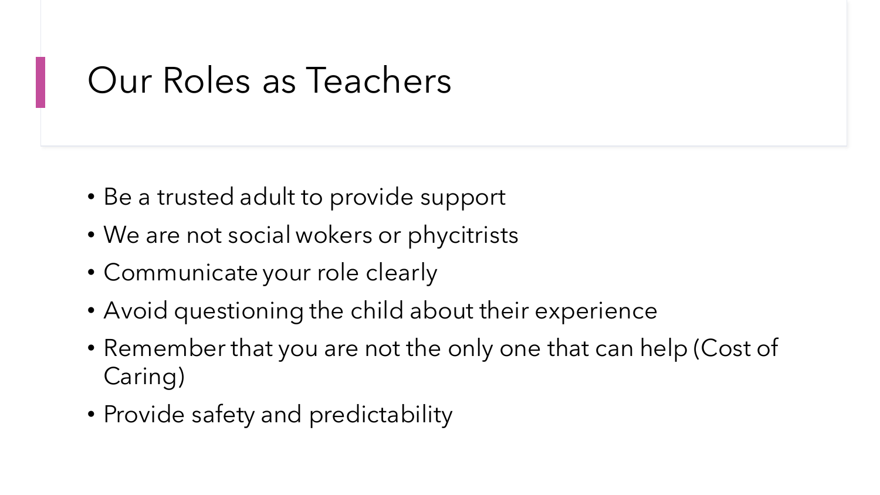# Our Roles as Teachers

- Be a trusted adult to provide support
- We are not social wokers or phycitrists
- Communicate your role clearly
- Avoid questioning the child about their experience
- Remember that you are not the only one that can help (Cost of Caring)
- Provide safety and predictability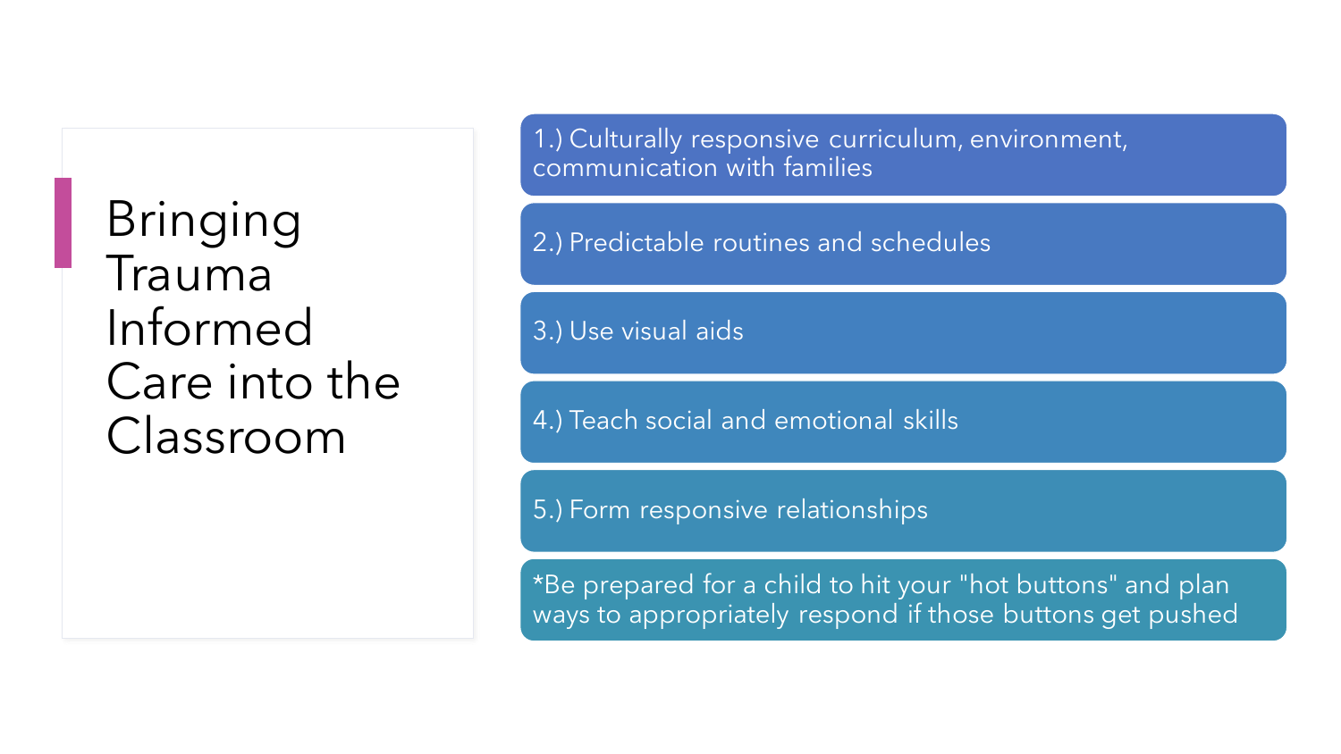# Bringing Trauma Informed Care into the Classroom

1.) Culturally responsive curriculum, environment, communication with families

2.) Predictable routines and schedules

3.) Use visual aids

4.) Teach social and emotional skills

5.) Form responsive relationships

*Be prepared for a child to hit your "hot buttons" and plan ways to appropriately respond if those buttons get pushed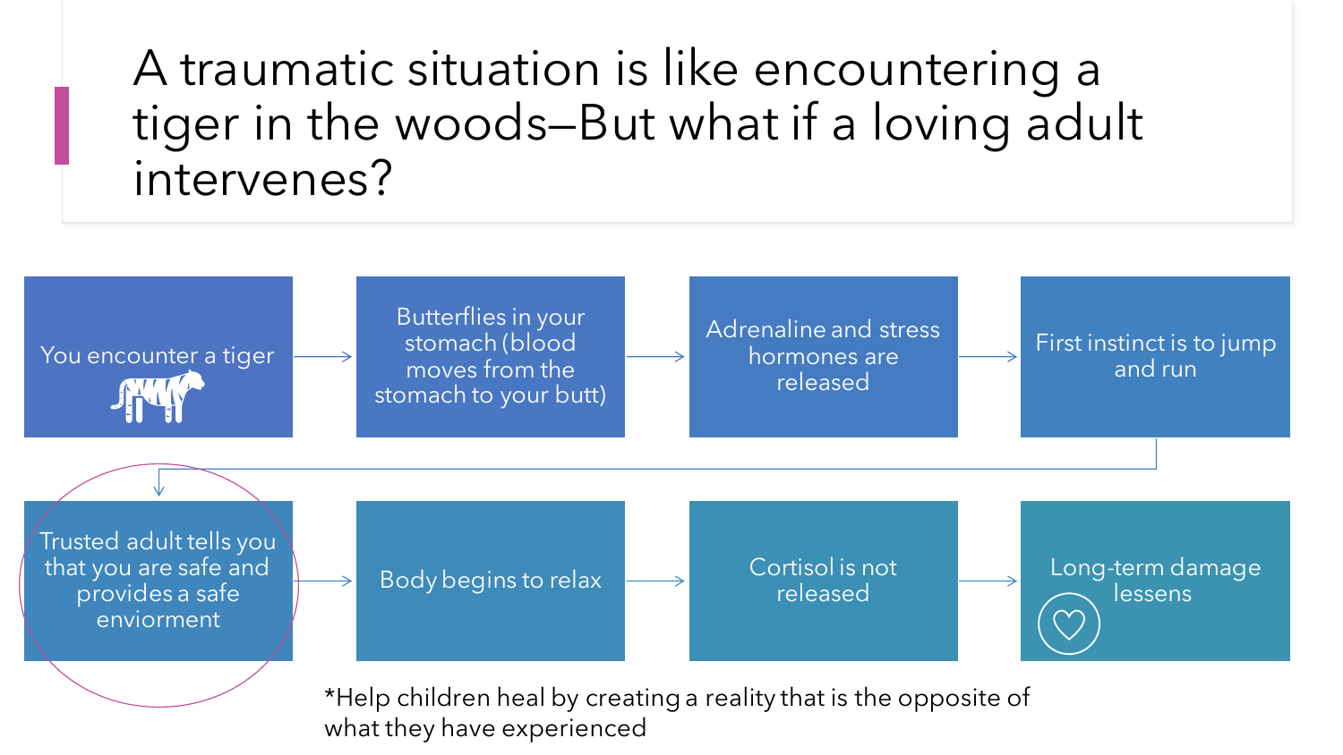# A traumatic situation is like encountering a tiger in the woods—But what if a loving adult intervenes?

1. You encounter a tiger
2. Butterflies in your stomach (blood moves from the stomach to your butt)
3. Adrenaline and stress hormones are released
4. First instinct is to jump and run
5. Trusted adult tells you that you are safe and provides a safe enviorment
6. Body begins to relax
7. Cortisol is not released
8. Long-term damage lessens

*Help children heal by creating a reality that is the opposite of what they have experienced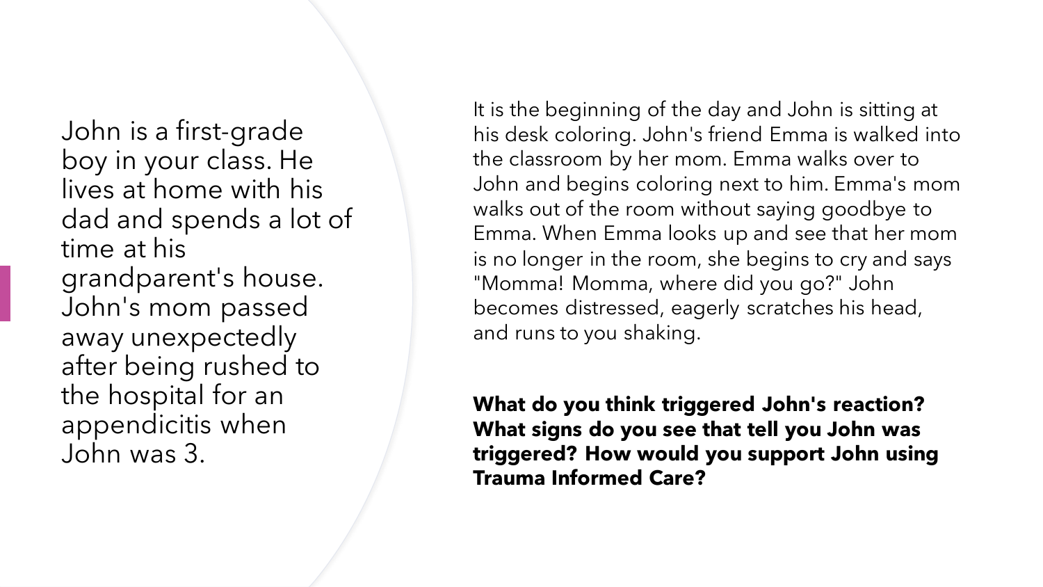John is a first-grade boy in your class. He lives at home with his dad and spends a lot of time at his grandparent's house. John's mom passed away unexpectedly after being rushed to the hospital for an appendicitis when John was 3.

It is the beginning of the day and John is sitting at his desk coloring. John's friend Emma is walked into the classroom by her mom. Emma walks over to John and begins coloring next to him. Emma's mom walks out of the room without saying goodbye to Emma. When Emma looks up and see that her mom is no longer in the room, she begins to cry and says "Momma! Momma, where did you go?" John becomes distressed, eagerly scratches his head, and runs to you shaking.

**What do you think triggered John's reaction? What signs do you see that tell you John was triggered? How would you support John using Trauma Informed Care?**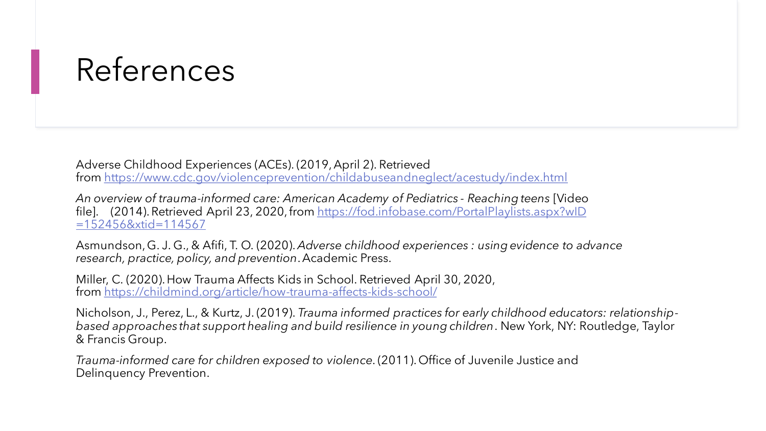# References

Adverse Childhood Experiences (ACEs). (2019, April 2). Retrieved from https://www.cdc.gov/violenceprevention/childabuseandneglect/acestudy/index.html

*An overview of trauma-informed care: American Academy of Pediatrics - Reaching teens* [Video file]. (2014). Retrieved April 23, 2020, from https://fod.infobase.com/PortalPlaylists.aspx?wID=152456&xtid=114567

Asmundson, G. J. G., & Afifi, T. O. (2020). *Adverse childhood experiences : using evidence to advance research, practice, policy, and prevention*. Academic Press.

Miller, C. (2020). How Trauma Affects Kids in School. Retrieved April 30, 2020, from https://childmind.org/article/how-trauma-affects-kids-school/

Nicholson, J., Perez, L., & Kurtz, J. (2019). *Trauma informed practices for early childhood educators: relationship-based approaches that support healing and build resilience in young children*. New York, NY: Routledge, Taylor & Francis Group.

*Trauma-informed care for children exposed to violence*. (2011). Office of Juvenile Justice and Delinquency Prevention.